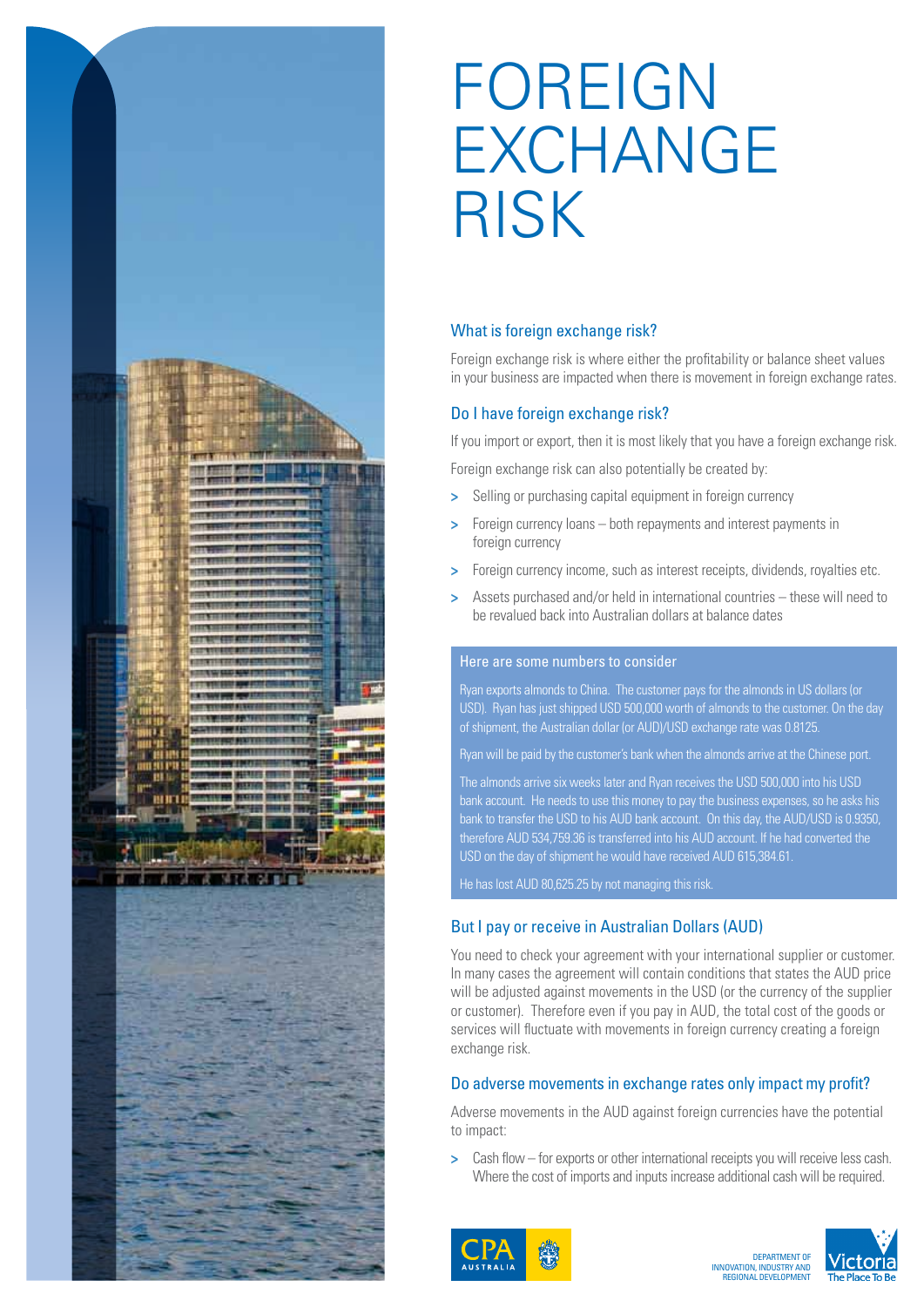# FOREIGN EXCHANGE RISK

## What is foreign exchange risk?

Foreign exchange risk is where either the profitability or balance sheet values in your business are impacted when there is movement in foreign exchange rates.

## Do I have foreign exchange risk?

If you import or export, then it is most likely that you have a foreign exchange risk.

Foreign exchange risk can also potentially be created by:

- Selling or purchasing capital equipment in foreign currency
- Foreign currency loans – both repayments and interest payments in foreign currency
- Foreign currency income, such as interest receipts, dividends, royalties etc.
- Assets purchased and/or held in international countries – these will need to be revalued back into Australian dollars at balance dates

### Here are some numbers to consider

Ryan exports almonds to China. The customer pays for the almonds in US dollars (or USD). Ryan has just shipped USD 500,000 worth of almonds to the customer. On the day of shipment, the Australian dollar (or AUD)/USD exchange rate was 0.8125.

Ryan will be paid by the customer's bank when the almonds arrive at the Chinese port.

The almonds arrive six weeks later and Ryan receives the USD 500,000 into his USD bank account. He needs to use this money to pay the business expenses, so he asks his bank to transfer the USD to his AUD bank account. On this day, the AUD/USD is 0.9350, therefore AUD 534,759.36 is transferred into his AUD account. If he had converted the USD on the day of shipment he would have received AUD 615,384.61.

He has lost AUD 80,625.25 by not managing this risk.

## But I pay or receive in Australian Dollars (AUD)

You need to check your agreement with your international supplier or customer. In many cases the agreement will contain conditions that states the AUD price will be adjusted against movements in the USD (or the currency of the supplier or customer). Therefore even if you pay in AUD, the total cost of the goods or services will fluctuate with movements in foreign currency creating a foreign exchange risk.

## Do adverse movements in exchange rates only impact my profit?

Adverse movements in the AUD against foreign currencies have the potential to impact:

- Cash flow – for exports or other international receipts you will receive less cash. Where the cost of imports and inputs increase additional cash will be required.

CPA AUSTRALIA

DEPARTMENT OF INNOVATION, INDUSTRY AND REGIONAL DEVELOPMENT

Victoria The Place To Be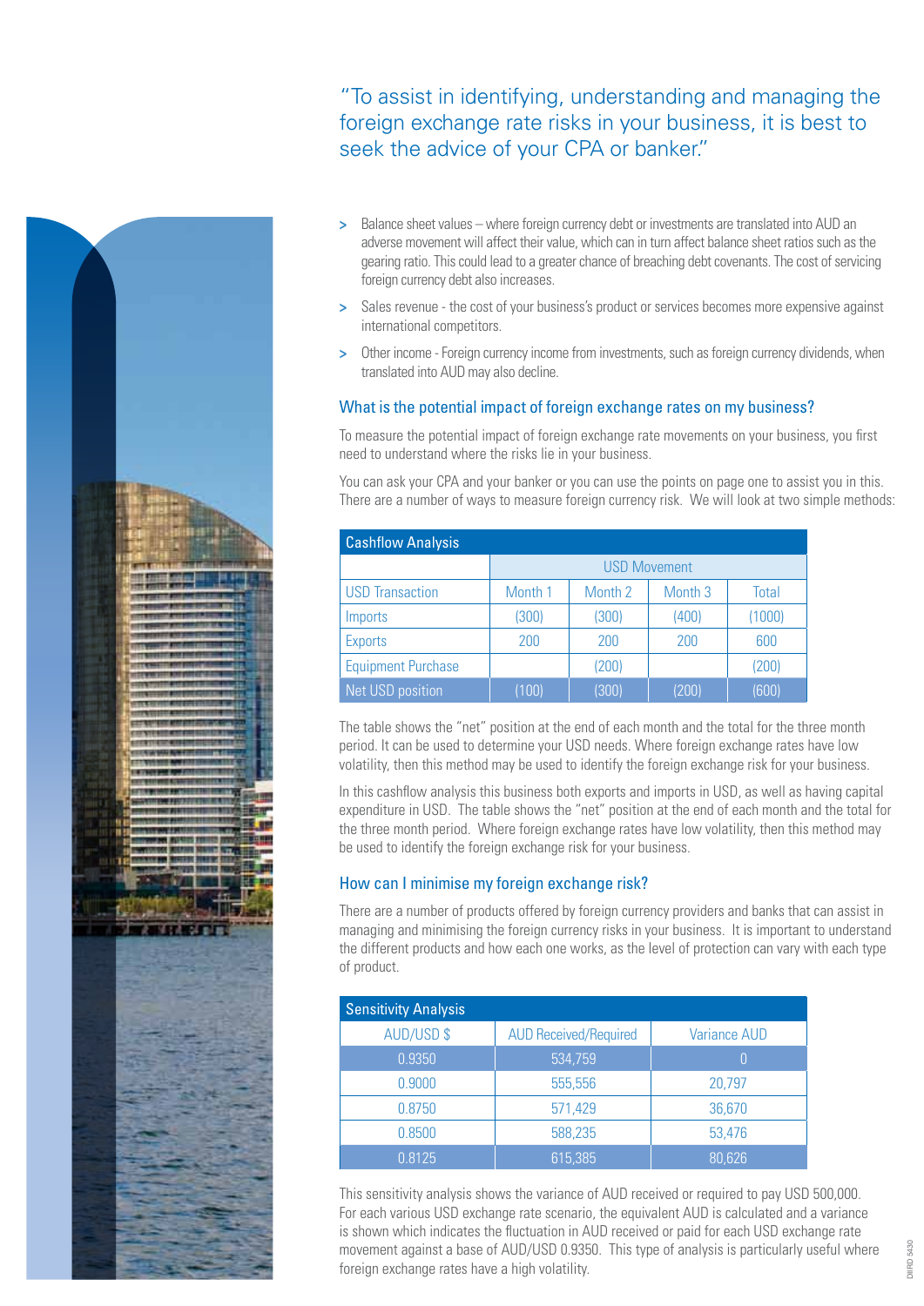"To assist in identifying, understanding and managing the foreign exchange rate risks in your business, it is best to seek the advice of your CPA or banker."

> Balance sheet values – where foreign currency debt or investments are translated into AUD an adverse movement will affect their value, which can in turn affect balance sheet ratios such as the gearing ratio. This could lead to a greater chance of breaching debt covenants. The cost of servicing foreign currency debt also increases.

> Sales revenue - the cost of your business's product or services becomes more expensive against international competitors.

> Other income - Foreign currency income from investments, such as foreign currency dividends, when translated into AUD may also decline.

## What is the potential impact of foreign exchange rates on my business?

To measure the potential impact of foreign exchange rate movements on your business, you first need to understand where the risks lie in your business.

You can ask your CPA and your banker or you can use the points on page one to assist you in this. There are a number of ways to measure foreign currency risk. We will look at two simple methods:

| Cashflow Analysis | | | | |
|---|---|---|---|---|
| | USD Movement | | | |
| USD Transaction | Month 1 | Month 2 | Month 3 | Total |
| Imports | (300) | (300) | (400) | (1000) |
| Exports | 200 | 200 | 200 | 600 |
| Equipment Purchase | | (200) | | (200) |
| Net USD position | (100) | (300) | (200) | (600) |

The table shows the "net" position at the end of each month and the total for the three month period. It can be used to determine your USD needs. Where foreign exchange rates have low volatility, then this method may be used to identify the foreign exchange risk for your business.

In this cashflow analysis this business both exports and imports in USD, as well as having capital expenditure in USD. The table shows the "net" position at the end of each month and the total for the three month period. Where foreign exchange rates have low volatility, then this method may be used to identify the foreign exchange risk for your business.

## How can I minimise my foreign exchange risk?

There are a number of products offered by foreign currency providers and banks that can assist in managing and minimising the foreign currency risks in your business. It is important to understand the different products and how each one works, as the level of protection can vary with each type of product.

| Sensitivity Analysis | | |
|---|---|---|
| AUD/USD $ | AUD Received/Required | Variance AUD |
| 0.9350 | 534,759 | 0 |
| 0.9000 | 555,556 | 20,797 |
| 0.8750 | 571,429 | 36,670 |
| 0.8500 | 588,235 | 53,476 |
| 0.8125 | 615,385 | 80,626 |

This sensitivity analysis shows the variance of AUD received or required to pay USD 500,000. For each various USD exchange rate scenario, the equivalent AUD is calculated and a variance is shown which indicates the fluctuation in AUD received or paid for each USD exchange rate movement against a base of AUD/USD 0.9350. This type of analysis is particularly useful where foreign exchange rates have a high volatility.